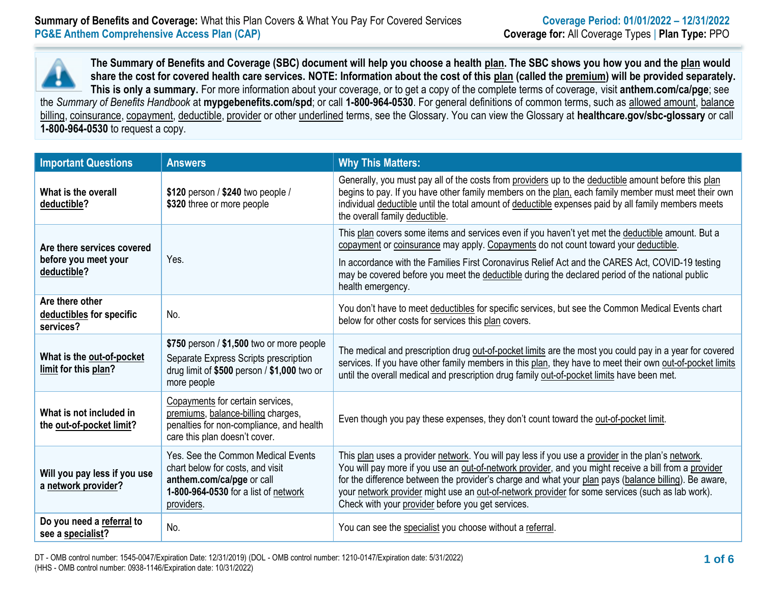**Summary of Benefits and Coverage:** What this Plan Covers & What You Pay For Covered Services
**PG&E Anthem Comprehensive Access Plan (CAP)**

**Coverage Period: 01/01/2022 – 12/31/2022**
**Coverage for:** All Coverage Types | **Plan Type:** PPO

**The Summary of Benefits and Coverage (SBC) document will help you choose a health plan. The SBC shows you how you and the plan would share the cost for covered health care services. NOTE: Information about the cost of this plan (called the premium) will be provided separately. This is only a summary.** For more information about your coverage, or to get a copy of the complete terms of coverage, visit **anthem.com/ca/pge**; see the *Summary of Benefits Handbook* at **mypgebenefits.com/spd**; or call **1-800-964-0530**. For general definitions of common terms, such as allowed amount, balance billing, coinsurance, copayment, deductible, provider or other underlined terms, see the Glossary. You can view the Glossary at **healthcare.gov/sbc-glossary** or call **1-800-964-0530** to request a copy.

| Important Questions | Answers | Why This Matters: |
|---|---|---|
| **What is the overall deductible?** | **$120** person / **$240** two people / **$320** three or more people | Generally, you must pay all of the costs from providers up to the deductible amount before this plan begins to pay. If you have other family members on the plan, each family member must meet their own individual deductible until the total amount of deductible expenses paid by all family members meets the overall family deductible. |
| **Are there services covered before you meet your deductible?** | Yes. | This plan covers some items and services even if you haven't yet met the deductible amount. But a copayment or coinsurance may apply. Copayments do not count toward your deductible. In accordance with the Families First Coronavirus Relief Act and the CARES Act, COVID-19 testing may be covered before you meet the deductible during the declared period of the national public health emergency. |
| **Are there other deductibles for specific services?** | No. | You don't have to meet deductibles for specific services, but see the Common Medical Events chart below for other costs for services this plan covers. |
| **What is the out-of-pocket limit for this plan?** | **$750** person / **$1,500** two or more people<br>Separate Express Scripts prescription drug limit of **$500** person / **$1,000** two or more people | The medical and prescription drug out-of-pocket limits are the most you could pay in a year for covered services. If you have other family members in this plan, they have to meet their own out-of-pocket limits until the overall medical and prescription drug family out-of-pocket limits have been met. |
| **What is not included in the out-of-pocket limit?** | Copayments for certain services, premiums, balance-billing charges, penalties for non-compliance, and health care this plan doesn't cover. | Even though you pay these expenses, they don't count toward the out-of-pocket limit. |
| **Will you pay less if you use a network provider?** | Yes. See the Common Medical Events chart below for costs, and visit **anthem.com/ca/pge** or call **1-800-964-0530** for a list of network providers. | This plan uses a provider network. You will pay less if you use a provider in the plan's network. You will pay more if you use an out-of-network provider, and you might receive a bill from a provider for the difference between the provider's charge and what your plan pays (balance billing). Be aware, your network provider might use an out-of-network provider for some services (such as lab work). Check with your provider before you get services. |
| **Do you need a referral to see a specialist?** | No. | You can see the specialist you choose without a referral. |

DT - OMB control number: 1545-0047/Expiration Date: 12/31/2019) (DOL - OMB control number: 1210-0147/Expiration date: 5/31/2022)
(HHS - OMB control number: 0938-1146/Expiration date: 10/31/2022)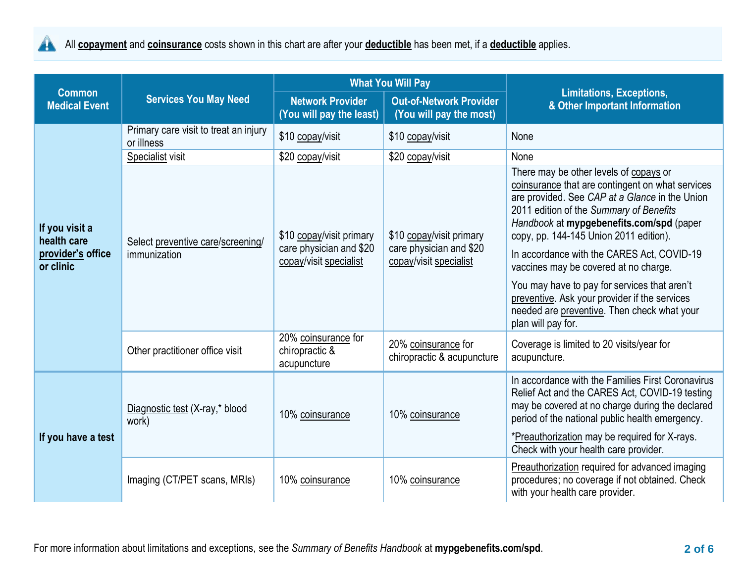All **copayment** and **coinsurance** costs shown in this chart are after your **deductible** has been met, if a **deductible** applies.

| Common Medical Event | Services You May Need | What You Will Pay | | Limitations, Exceptions, & Other Important Information |
|---|---|---|---|---|
| | | Network Provider (You will pay the least) | Out-of-Network Provider (You will pay the most) | |
| **If you visit a health care provider's office or clinic** | Primary care visit to treat an injury or illness | $10 copay/visit | $10 copay/visit | None |
| | Specialist visit | $20 copay/visit | $20 copay/visit | None |
| | Select preventive care/screening/ immunization | $10 copay/visit primary care physician and $20 copay/visit specialist | $10 copay/visit primary care physician and $20 copay/visit specialist | There may be other levels of copays or coinsurance that are contingent on what services are provided. See *CAP at a Glance* in the Union 2011 edition of the *Summary of Benefits Handbook* at **mypgebenefits.com/spd** (paper copy, pp. 144-145 Union 2011 edition). In accordance with the CARES Act, COVID-19 vaccines may be covered at no charge. You may have to pay for services that aren't preventive. Ask your provider if the services needed are preventive. Then check what your plan will pay for. |
| | Other practitioner office visit | 20% coinsurance for chiropractic & acupuncture | 20% coinsurance for chiropractic & acupuncture | Coverage is limited to 20 visits/year for acupuncture. |
| **If you have a test** | Diagnostic test (X-ray,* blood work) | 10% coinsurance | 10% coinsurance | In accordance with the Families First Coronavirus Relief Act and the CARES Act, COVID-19 testing may be covered at no charge during the declared period of the national public health emergency. *Preauthorization may be required for X-rays. Check with your health care provider. |
| | Imaging (CT/PET scans, MRIs) | 10% coinsurance | 10% coinsurance | Preauthorization required for advanced imaging procedures; no coverage if not obtained. Check with your health care provider. |

For more information about limitations and exceptions, see the *Summary of Benefits Handbook* at **mypgebenefits.com/spd**.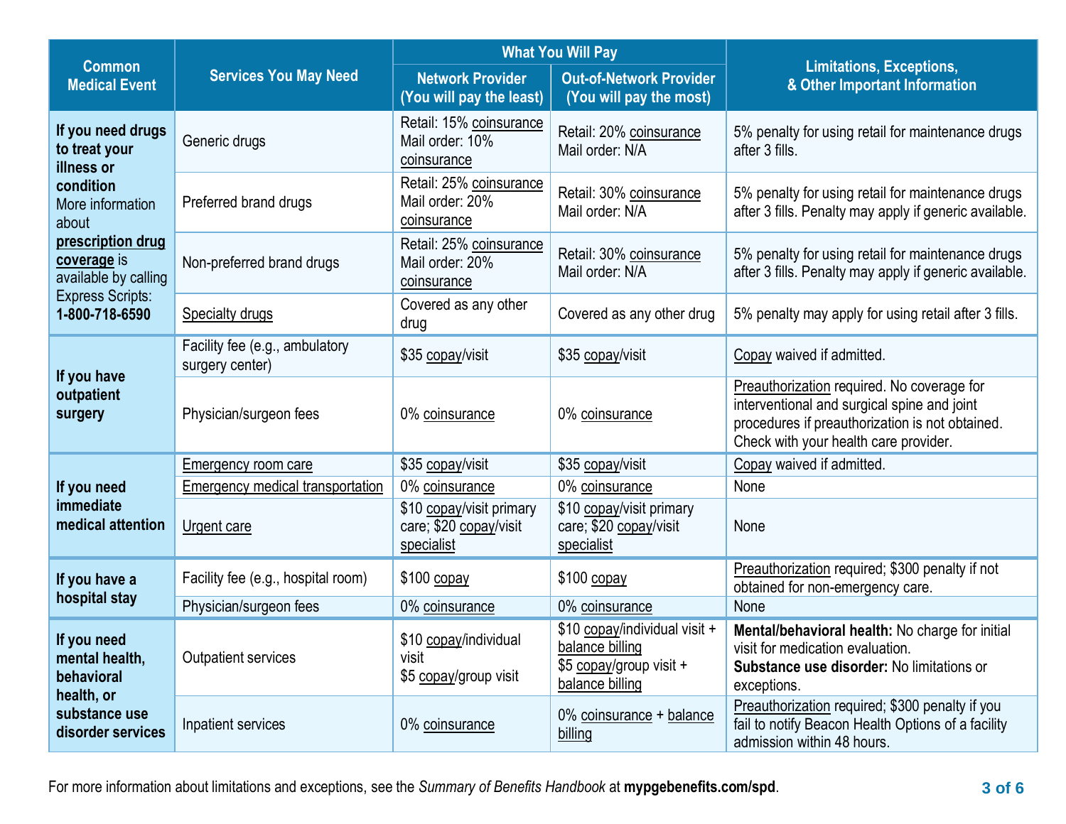| Common Medical Event | Services You May Need | What You Will Pay | | Limitations, Exceptions, & Other Important Information |
|---|---|---|---|---|
| | | Network Provider (You will pay the least) | Out-of-Network Provider (You will pay the most) | |
| **If you need drugs to treat your illness or condition** More information about **prescription drug coverage** is available by calling Express Scripts: **1-800-718-6590** | Generic drugs | Retail: 15% coinsurance Mail order: 10% coinsurance | Retail: 20% coinsurance Mail order: N/A | 5% penalty for using retail for maintenance drugs after 3 fills. |
| | Preferred brand drugs | Retail: 25% coinsurance Mail order: 20% coinsurance | Retail: 30% coinsurance Mail order: N/A | 5% penalty for using retail for maintenance drugs after 3 fills. Penalty may apply if generic available. |
| | Non-preferred brand drugs | Retail: 25% coinsurance Mail order: 20% coinsurance | Retail: 30% coinsurance Mail order: N/A | 5% penalty for using retail for maintenance drugs after 3 fills. Penalty may apply if generic available. |
| | Specialty drugs | Covered as any other drug | Covered as any other drug | 5% penalty may apply for using retail after 3 fills. |
| **If you have outpatient surgery** | Facility fee (e.g., ambulatory surgery center) | $35 copay/visit | $35 copay/visit | Copay waived if admitted. |
| | Physician/surgeon fees | 0% coinsurance | 0% coinsurance | Preauthorization required. No coverage for interventional and surgical spine and joint procedures if preauthorization is not obtained. Check with your health care provider. |
| **If you need immediate medical attention** | Emergency room care | $35 copay/visit | $35 copay/visit | Copay waived if admitted. |
| | Emergency medical transportation | 0% coinsurance | 0% coinsurance | None |
| | Urgent care | $10 copay/visit primary care; $20 copay/visit specialist | $10 copay/visit primary care; $20 copay/visit specialist | None |
| **If you have a hospital stay** | Facility fee (e.g., hospital room) | $100 copay | $100 copay | Preauthorization required; $300 penalty if not obtained for non-emergency care. |
| | Physician/surgeon fees | 0% coinsurance | 0% coinsurance | None |
| **If you need mental health, behavioral health, or substance use disorder services** | Outpatient services | $10 copay/individual visit $5 copay/group visit | $10 copay/individual visit + balance billing $5 copay/group visit + balance billing | **Mental/behavioral health:** No charge for initial visit for medication evaluation. **Substance use disorder:** No limitations or exceptions. |
| | Inpatient services | 0% coinsurance | 0% coinsurance + balance billing | Preauthorization required; $300 penalty if you fail to notify Beacon Health Options of a facility admission within 48 hours. |

For more information about limitations and exceptions, see the *Summary of Benefits Handbook* at **mypgebenefits.com/spd**.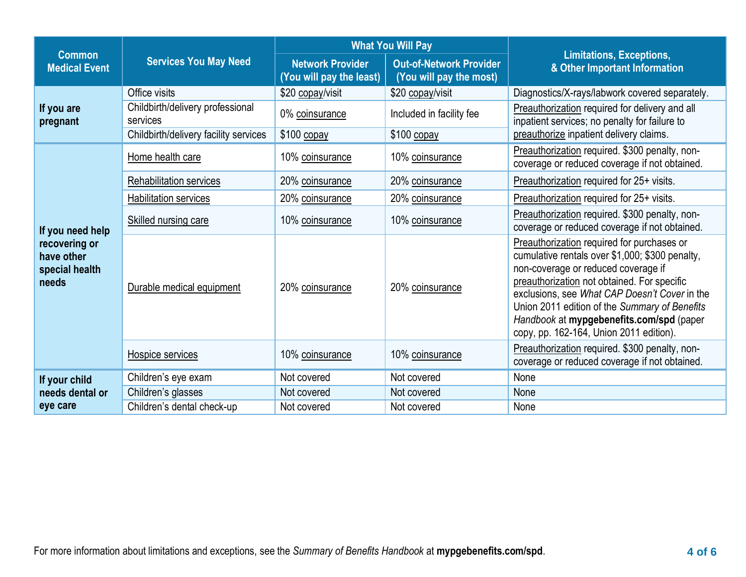| Common Medical Event | Services You May Need | What You Will Pay | | Limitations, Exceptions, & Other Important Information |
|---|---|---|---|---|
| | | Network Provider (You will pay the least) | Out-of-Network Provider (You will pay the most) | |
| If you are pregnant | Office visits | $20 copay/visit | $20 copay/visit | Diagnostics/X-rays/labwork covered separately. |
| | Childbirth/delivery professional services | 0% coinsurance | Included in facility fee | Preauthorization required for delivery and all inpatient services; no penalty for failure to preauthorize inpatient delivery claims. |
| | Childbirth/delivery facility services | $100 copay | $100 copay | |
| If you need help recovering or have other special health needs | Home health care | 10% coinsurance | 10% coinsurance | Preauthorization required. $300 penalty, non-coverage or reduced coverage if not obtained. |
| | Rehabilitation services | 20% coinsurance | 20% coinsurance | Preauthorization required for 25+ visits. |
| | Habilitation services | 20% coinsurance | 20% coinsurance | Preauthorization required for 25+ visits. |
| | Skilled nursing care | 10% coinsurance | 10% coinsurance | Preauthorization required. $300 penalty, non-coverage or reduced coverage if not obtained. |
| | Durable medical equipment | 20% coinsurance | 20% coinsurance | Preauthorization required for purchases or cumulative rentals over $1,000; $300 penalty, non-coverage or reduced coverage if preauthorization not obtained. For specific exclusions, see *What CAP Doesn't Cover* in the Union 2011 edition of the *Summary of Benefits Handbook* at **mypgebenefits.com/spd** (paper copy, pp. 162-164, Union 2011 edition). |
| | Hospice services | 10% coinsurance | 10% coinsurance | Preauthorization required. $300 penalty, non-coverage or reduced coverage if not obtained. |
| If your child needs dental or eye care | Children's eye exam | Not covered | Not covered | None |
| | Children's glasses | Not covered | Not covered | None |
| | Children's dental check-up | Not covered | Not covered | None |

For more information about limitations and exceptions, see the *Summary of Benefits Handbook* at **mypgebenefits.com/spd**.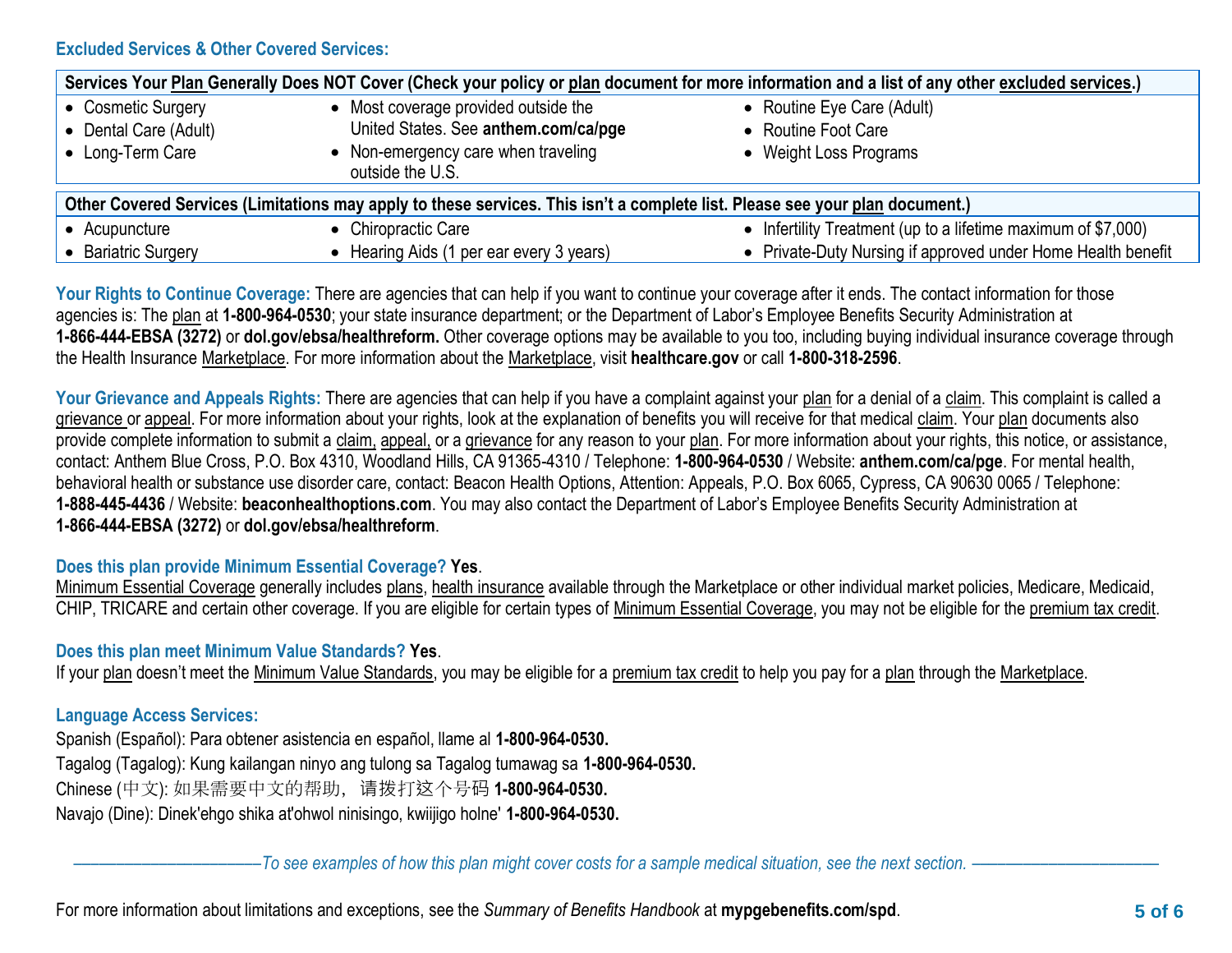### Excluded Services & Other Covered Services:

| Services Your Plan Generally Does NOT Cover (Check your policy or plan document for more information and a list of any other excluded services.) | | |
|---|---|---|
| • Cosmetic Surgery<br>• Dental Care (Adult)<br>• Long-Term Care | • Most coverage provided outside the United States. See **anthem.com/ca/pge**<br>• Non-emergency care when traveling outside the U.S. | • Routine Eye Care (Adult)<br>• Routine Foot Care<br>• Weight Loss Programs |

| Other Covered Services (Limitations may apply to these services. This isn't a complete list. Please see your plan document.) | | |
|---|---|---|
| • Acupuncture<br>• Bariatric Surgery | • Chiropractic Care<br>• Hearing Aids (1 per ear every 3 years) | • Infertility Treatment (up to a lifetime maximum of $7,000)<br>• Private-Duty Nursing if approved under Home Health benefit |

**Your Rights to Continue Coverage:** There are agencies that can help if you want to continue your coverage after it ends. The contact information for those agencies is: The plan at **1-800-964-0530**; your state insurance department; or the Department of Labor's Employee Benefits Security Administration at **1-866-444-EBSA (3272)** or **dol.gov/ebsa/healthreform.** Other coverage options may be available to you too, including buying individual insurance coverage through the Health Insurance Marketplace. For more information about the Marketplace, visit **healthcare.gov** or call **1-800-318-2596**.

**Your Grievance and Appeals Rights:** There are agencies that can help if you have a complaint against your plan for a denial of a claim. This complaint is called a grievance or appeal. For more information about your rights, look at the explanation of benefits you will receive for that medical claim. Your plan documents also provide complete information to submit a claim, appeal, or a grievance for any reason to your plan. For more information about your rights, this notice, or assistance, contact: Anthem Blue Cross, P.O. Box 4310, Woodland Hills, CA 91365-4310 / Telephone: **1-800-964-0530** / Website: **anthem.com/ca/pge**. For mental health, behavioral health or substance use disorder care, contact: Beacon Health Options, Attention: Appeals, P.O. Box 6065, Cypress, CA 90630 0065 / Telephone: **1-888-445-4436** / Website: **beaconhealthoptions.com**. You may also contact the Department of Labor's Employee Benefits Security Administration at **1-866-444-EBSA (3272)** or **dol.gov/ebsa/healthreform**.

**Does this plan provide Minimum Essential Coverage? Yes**.
Minimum Essential Coverage generally includes plans, health insurance available through the Marketplace or other individual market policies, Medicare, Medicaid, CHIP, TRICARE and certain other coverage. If you are eligible for certain types of Minimum Essential Coverage, you may not be eligible for the premium tax credit.

**Does this plan meet Minimum Value Standards? Yes**.
If your plan doesn't meet the Minimum Value Standards, you may be eligible for a premium tax credit to help you pay for a plan through the Marketplace.

**Language Access Services:**

Spanish (Español): Para obtener asistencia en español, llame al **1-800-964-0530.**

Tagalog (Tagalog): Kung kailangan ninyo ang tulong sa Tagalog tumawag sa **1-800-964-0530.**

Chinese (中文): 如果需要中文的帮助，请拨打这个号码 **1-800-964-0530.**

Navajo (Dine): Dinek'ehgo shika at'ohwol ninisingo, kwiijigo holne' **1-800-964-0530.**

*——————————To see examples of how this plan might cover costs for a sample medical situation, see the next section. ——————————*

For more information about limitations and exceptions, see the *Summary of Benefits Handbook* at **mypgebenefits.com/spd**.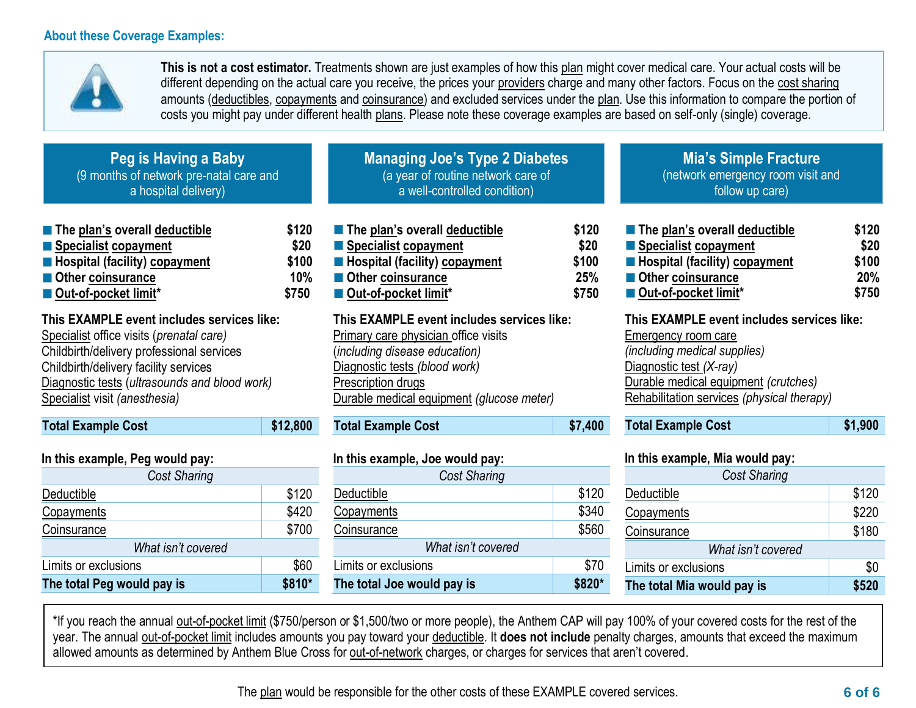### About these Coverage Examples:

**This is not a cost estimator.** Treatments shown are just examples of how this plan might cover medical care. Your actual costs will be different depending on the actual care you receive, the prices your providers charge and many other factors. Focus on the cost sharing amounts (deductibles, copayments and coinsurance) and excluded services under the plan. Use this information to compare the portion of costs you might pay under different health plans. Please note these coverage examples are based on self-only (single) coverage.

## Peg is Having a Baby
(9 months of network pre-natal care and a hospital delivery)

- **The plan's overall deductible** **$120**
- **Specialist copayment** **$20**
- **Hospital (facility) copayment** **$100**
- **Other coinsurance** **10%**
- **Out-of-pocket limit*** **$750**

**This EXAMPLE event includes services like:**
Specialist office visits (*prenatal care)*
Childbirth/delivery professional services
Childbirth/delivery facility services
Diagnostic tests (*ultrasounds and blood work)*
Specialist visit *(anesthesia)*

| **Total Example Cost** | **$12,800** |
|---|---|

**In this example, Peg would pay:**

| *Cost Sharing* | |
|---|---|
| Deductible | $120 |
| Copayments | $420 |
| Coinsurance | $700 |
| *What isn't covered* | |
| Limits or exclusions | $60 |
| **The total Peg would pay is** | **$810*** |

## Managing Joe's Type 2 Diabetes
(a year of routine network care of a well-controlled condition)

- **The plan's overall deductible** **$120**
- **Specialist copayment** **$20**
- **Hospital (facility) copayment** **$100**
- **Other coinsurance** **25%**
- **Out-of-pocket limit*** **$750**

**This EXAMPLE event includes services like:**
Primary care physician office visits
(*including disease education)*
Diagnostic tests *(blood work)*
Prescription drugs
Durable medical equipment *(glucose meter)*

| **Total Example Cost** | **$7,400** |
|---|---|

**In this example, Joe would pay:**

| *Cost Sharing* | |
|---|---|
| Deductible | $120 |
| Copayments | $340 |
| Coinsurance | $560 |
| *What isn't covered* | |
| Limits or exclusions | $70 |
| **The total Joe would pay is** | **$820*** |

## Mia's Simple Fracture
(network emergency room visit and follow up care)

- **The plan's overall deductible** **$120**
- **Specialist copayment** **$20**
- **Hospital (facility) copayment** **$100**
- **Other coinsurance** **20%**
- **Out-of-pocket limit*** **$750**

**This EXAMPLE event includes services like:**
Emergency room care
*(including medical supplies)*
Diagnostic test *(X-ray)*
Durable medical equipment *(crutches)*
Rehabilitation services *(physical therapy)*

| **Total Example Cost** | **$1,900** |
|---|---|

**In this example, Mia would pay:**

| *Cost Sharing* | |
|---|---|
| Deductible | $120 |
| Copayments | $220 |
| Coinsurance | $180 |
| *What isn't covered* | |
| Limits or exclusions | $0 |
| **The total Mia would pay is** | **$520** |

*If you reach the annual out-of-pocket limit ($750/person or $1,500/two or more people), the Anthem CAP will pay 100% of your covered costs for the rest of the year. The annual out-of-pocket limit includes amounts you pay toward your deductible. It **does not include** penalty charges, amounts that exceed the maximum allowed amounts as determined by Anthem Blue Cross for out-of-network charges, or charges for services that aren't covered.

The plan would be responsible for the other costs of these EXAMPLE covered services.